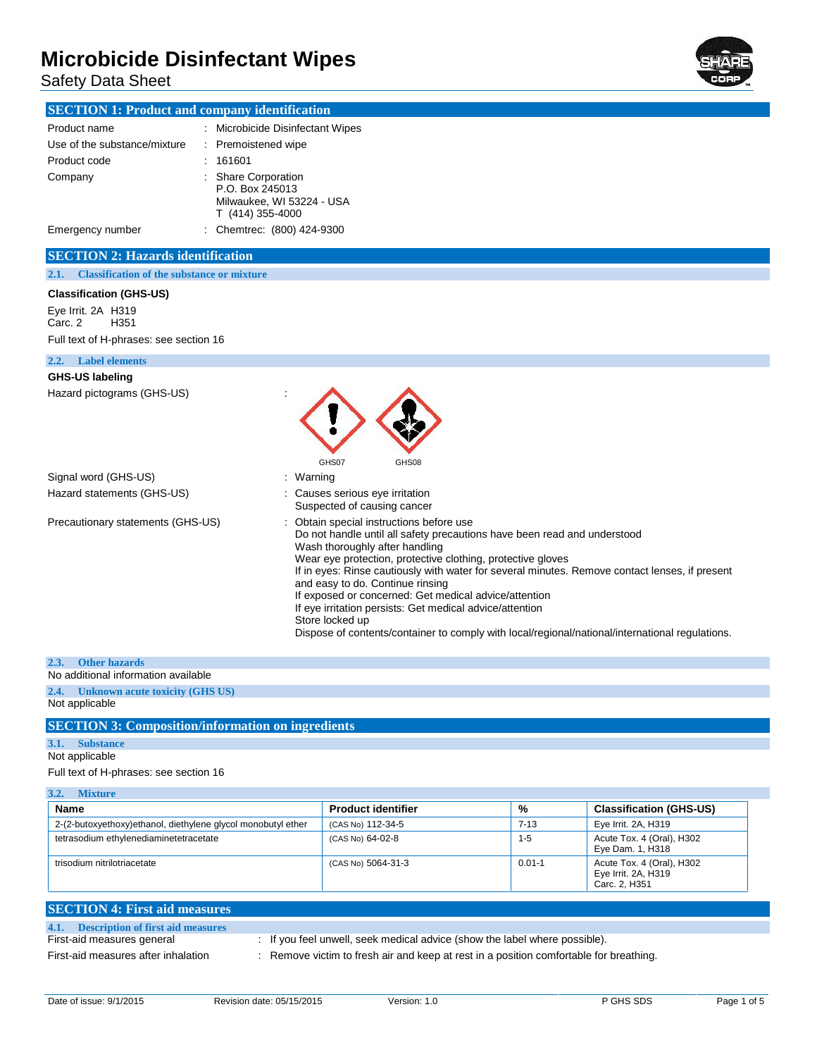# Microbicide Disinfectant Wipes

Safety Data Sheet

## SECTION 1: Product and company identification

| | |
|---|---|
| Product name | : Microbicide Disinfectant Wipes |
| Use of the substance/mixture | : Premoistened wipe |
| Product code | : 161601 |
| Company | : Share Corporation<br>P.O. Box 245013<br>Milwaukee, WI 53224 - USA<br>T (414) 355-4000 |
| Emergency number | : Chemtrec: (800) 424-9300 |

## SECTION 2: Hazards identification

### 2.1. Classification of the substance or mixture

**Classification (GHS-US)**

Eye Irrit. 2A H319
Carc. 2 H351

Full text of H-phrases: see section 16

### 2.2. Label elements

**GHS-US labeling**

Hazard pictograms (GHS-US) :

GHS07 GHS08

Signal word (GHS-US) : Warning

Hazard statements (GHS-US) : Causes serious eye irritation
Suspected of causing cancer

Precautionary statements (GHS-US) : Obtain special instructions before use
Do not handle until all safety precautions have been read and understood
Wash thoroughly after handling
Wear eye protection, protective clothing, protective gloves
If in eyes: Rinse cautiously with water for several minutes. Remove contact lenses, if present and easy to do. Continue rinsing
If exposed or concerned: Get medical advice/attention
If eye irritation persists: Get medical advice/attention
Store locked up
Dispose of contents/container to comply with local/regional/national/international regulations.

### 2.3. Other hazards

No additional information available

### 2.4. Unknown acute toxicity (GHS US)

Not applicable

## SECTION 3: Composition/information on ingredients

### 3.1. Substance

Not applicable

Full text of H-phrases: see section 16

### 3.2. Mixture

| Name | Product identifier | % | Classification (GHS-US) |
|---|---|---|---|
| 2-(2-butoxyethoxy)ethanol, diethylene glycol monobutyl ether | (CAS No) 112-34-5 | 7-13 | Eye Irrit. 2A, H319 |
| tetrasodium ethylenediaminetetracetate | (CAS No) 64-02-8 | 1-5 | Acute Tox. 4 (Oral), H302<br>Eye Dam. 1, H318 |
| trisodium nitrilotriacetate | (CAS No) 5064-31-3 | 0.01-1 | Acute Tox. 4 (Oral), H302<br>Eye Irrit. 2A, H319<br>Carc. 2, H351 |

## SECTION 4: First aid measures

### 4.1. Description of first aid measures

First-aid measures general : If you feel unwell, seek medical advice (show the label where possible).

First-aid measures after inhalation : Remove victim to fresh air and keep at rest in a position comfortable for breathing.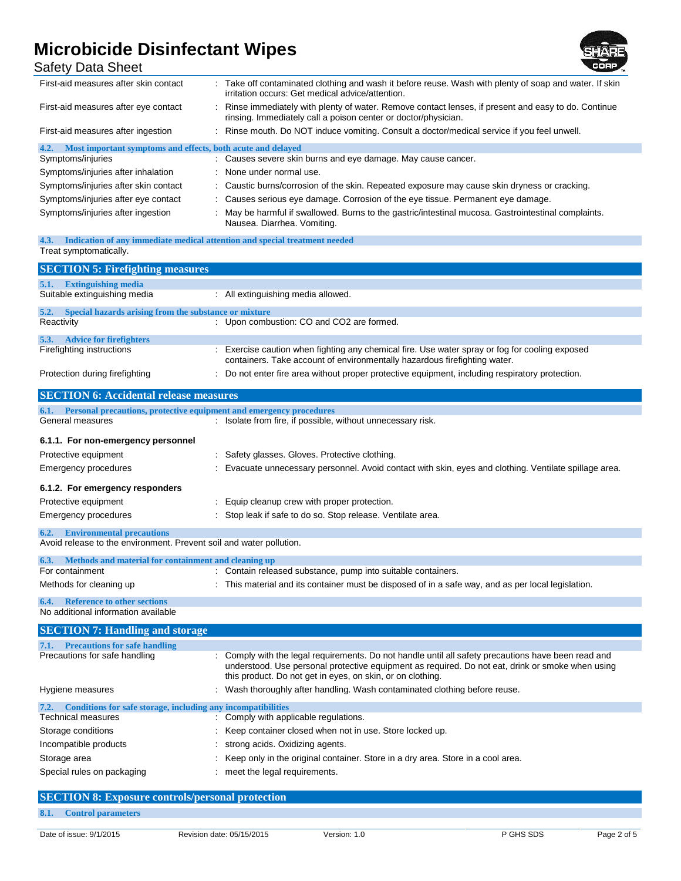| | |
|---|---|
| First-aid measures after skin contact | : Take off contaminated clothing and wash it before reuse. Wash with plenty of soap and water. If skin irritation occurs: Get medical advice/attention. |
| First-aid measures after eye contact | : Rinse immediately with plenty of water. Remove contact lenses, if present and easy to do. Continue rinsing. Immediately call a poison center or doctor/physician. |
| First-aid measures after ingestion | : Rinse mouth. Do NOT induce vomiting. Consult a doctor/medical service if you feel unwell. |

### 4.2. Most important symptoms and effects, both acute and delayed

| | |
|---|---|
| Symptoms/injuries | : Causes severe skin burns and eye damage. May cause cancer. |
| Symptoms/injuries after inhalation | : None under normal use. |
| Symptoms/injuries after skin contact | : Caustic burns/corrosion of the skin. Repeated exposure may cause skin dryness or cracking. |
| Symptoms/injuries after eye contact | : Causes serious eye damage. Corrosion of the eye tissue. Permanent eye damage. |
| Symptoms/injuries after ingestion | : May be harmful if swallowed. Burns to the gastric/intestinal mucosa. Gastrointestinal complaints. Nausea. Diarrhea. Vomiting. |

### 4.3. Indication of any immediate medical attention and special treatment needed

Treat symptomatically.

## SECTION 5: Firefighting measures

### 5.1. Extinguishing media

| | |
|---|---|
| Suitable extinguishing media | : All extinguishing media allowed. |

### 5.2. Special hazards arising from the substance or mixture

| | |
|---|---|
| Reactivity | : Upon combustion: CO and $CO_2$ are formed. |

### 5.3. Advice for firefighters

| | |
|---|---|
| Firefighting instructions | : Exercise caution when fighting any chemical fire. Use water spray or fog for cooling exposed containers. Take account of environmentally hazardous firefighting water. |
| Protection during firefighting | : Do not enter fire area without proper protective equipment, including respiratory protection. |

## SECTION 6: Accidental release measures

### 6.1. Personal precautions, protective equipment and emergency procedures

| | |
|---|---|
| General measures | : Isolate from fire, if possible, without unnecessary risk. |

#### 6.1.1. For non-emergency personnel

| | |
|---|---|
| Protective equipment | : Safety glasses. Gloves. Protective clothing. |
| Emergency procedures | : Evacuate unnecessary personnel. Avoid contact with skin, eyes and clothing. Ventilate spillage area. |

#### 6.1.2. For emergency responders

| | |
|---|---|
| Protective equipment | : Equip cleanup crew with proper protection. |
| Emergency procedures | : Stop leak if safe to do so. Stop release. Ventilate area. |

### 6.2. Environmental precautions

Avoid release to the environment. Prevent soil and water pollution.

### 6.3. Methods and material for containment and cleaning up

| | |
|---|---|
| For containment | : Contain released substance, pump into suitable containers. |
| Methods for cleaning up | : This material and its container must be disposed of in a safe way, and as per local legislation. |

### 6.4. Reference to other sections

No additional information available

## SECTION 7: Handling and storage

### 7.1. Precautions for safe handling

| | |
|---|---|
| Precautions for safe handling | : Comply with the legal requirements. Do not handle until all safety precautions have been read and understood. Use personal protective equipment as required. Do not eat, drink or smoke when using this product. Do not get in eyes, on skin, or on clothing. |
| Hygiene measures | : Wash thoroughly after handling. Wash contaminated clothing before reuse. |

### 7.2. Conditions for safe storage, including any incompatibilities

| | |
|---|---|
| Technical measures | : Comply with applicable regulations. |
| Storage conditions | : Keep container closed when not in use. Store locked up. |
| Incompatible products | : strong acids. Oxidizing agents. |
| Storage area | : Keep only in the original container. Store in a dry area. Store in a cool area. |
| Special rules on packaging | : meet the legal requirements. |

## SECTION 8: Exposure controls/personal protection

### 8.1. Control parameters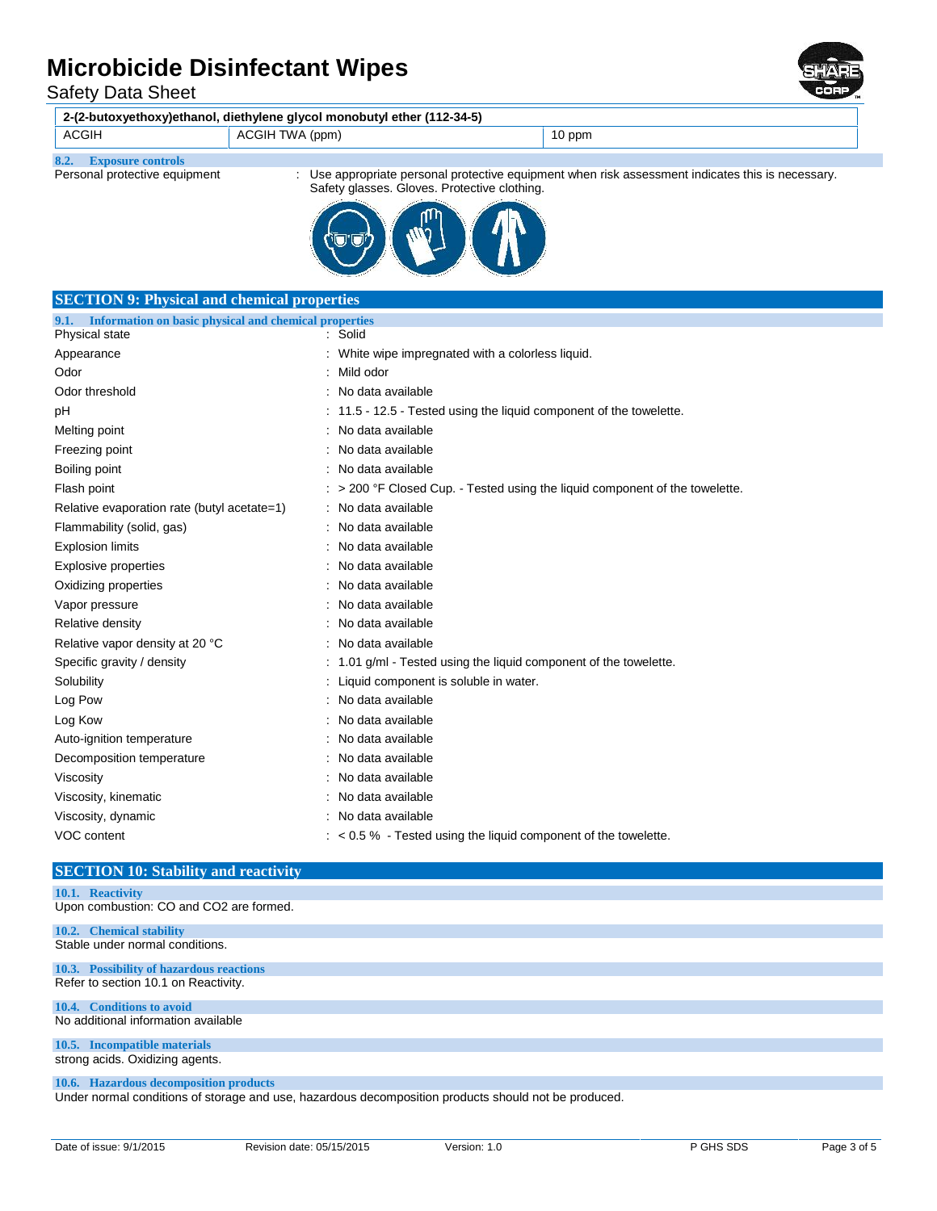| 2-(2-butoxyethoxy)ethanol, diethylene glycol monobutyl ether (112-34-5) | | |
|---|---|---|
| ACGIH | ACGIH TWA (ppm) | 10 ppm |

### 8.2. Exposure controls

Personal protective equipment : Use appropriate personal protective equipment when risk assessment indicates this is necessary. Safety glasses. Gloves. Protective clothing.

## SECTION 9: Physical and chemical properties

### 9.1. Information on basic physical and chemical properties

| | |
|---|---|
| Physical state | : Solid |
| Appearance | : White wipe impregnated with a colorless liquid. |
| Odor | : Mild odor |
| Odor threshold | : No data available |
| pH | : 11.5 - 12.5 - Tested using the liquid component of the towelette. |
| Melting point | : No data available |
| Freezing point | : No data available |
| Boiling point | : No data available |
| Flash point | : > 200 °F Closed Cup. - Tested using the liquid component of the towelette. |
| Relative evaporation rate (butyl acetate=1) | : No data available |
| Flammability (solid, gas) | : No data available |
| Explosion limits | : No data available |
| Explosive properties | : No data available |
| Oxidizing properties | : No data available |
| Vapor pressure | : No data available |
| Relative density | : No data available |
| Relative vapor density at 20 °C | : No data available |
| Specific gravity / density | : 1.01 g/ml - Tested using the liquid component of the towelette. |
| Solubility | : Liquid component is soluble in water. |
| Log Pow | : No data available |
| Log Kow | : No data available |
| Auto-ignition temperature | : No data available |
| Decomposition temperature | : No data available |
| Viscosity | : No data available |
| Viscosity, kinematic | : No data available |
| Viscosity, dynamic | : No data available |
| VOC content | : < 0.5 % - Tested using the liquid component of the towelette. |

## SECTION 10: Stability and reactivity

### 10.1. Reactivity

Upon combustion: CO and $CO_2$ are formed.

### 10.2. Chemical stability

Stable under normal conditions.

### 10.3. Possibility of hazardous reactions

Refer to section 10.1 on Reactivity.

### 10.4. Conditions to avoid

No additional information available

### 10.5. Incompatible materials

strong acids. Oxidizing agents.

### 10.6. Hazardous decomposition products

Under normal conditions of storage and use, hazardous decomposition products should not be produced.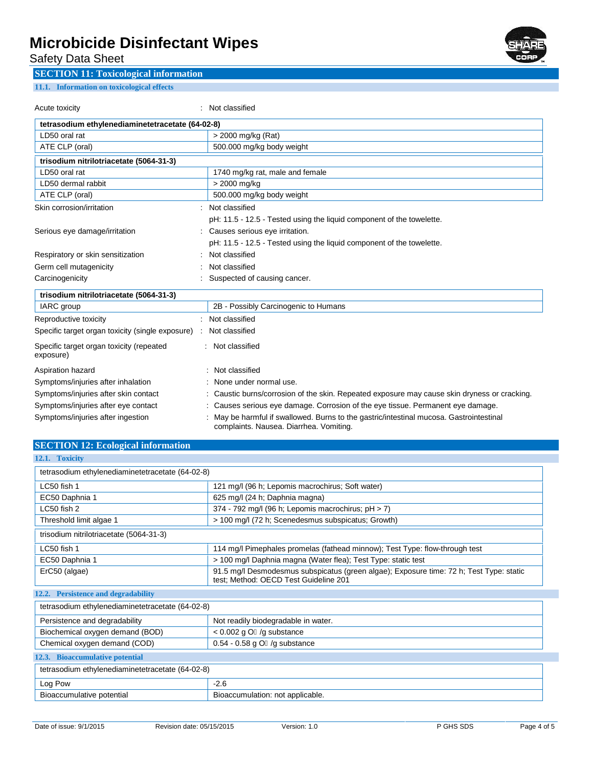## SECTION 11: Toxicological information

### 11.1. Information on toxicological effects

Acute toxicity : Not classified

| tetrasodium ethylenediaminetetracetate (64-02-8) | |
|---|---|
| LD50 oral rat | > 2000 mg/kg (Rat) |
| ATE CLP (oral) | 500.000 mg/kg body weight |
| **trisodium nitrilotriacetate (5064-31-3)** | |
| LD50 oral rat | 1740 mg/kg rat, male and female |
| LD50 dermal rabbit | > 2000 mg/kg |
| ATE CLP (oral) | 500.000 mg/kg body weight |

Skin corrosion/irritation : Not classified

pH: 11.5 - 12.5 - Tested using the liquid component of the towelette.

Serious eye damage/irritation : Causes serious eye irritation.

pH: 11.5 - 12.5 - Tested using the liquid component of the towelette.

Respiratory or skin sensitization : Not classified

Germ cell mutagenicity : Not classified

Carcinogenicity : Suspected of causing cancer.

| trisodium nitrilotriacetate (5064-31-3) | |
|---|---|
| IARC group | 2B - Possibly Carcinogenic to Humans |

Reproductive toxicity : Not classified

Specific target organ toxicity (single exposure) : Not classified

Specific target organ toxicity (repeated exposure) : Not classified

Aspiration hazard : Not classified

Symptoms/injuries after inhalation : None under normal use.

Symptoms/injuries after skin contact : Caustic burns/corrosion of the skin. Repeated exposure may cause skin dryness or cracking.

Symptoms/injuries after eye contact : Causes serious eye damage. Corrosion of the eye tissue. Permanent eye damage.

Symptoms/injuries after ingestion : May be harmful if swallowed. Burns to the gastric/intestinal mucosa. Gastrointestinal complaints. Nausea. Diarrhea. Vomiting.

## SECTION 12: Ecological information

### 12.1. Toxicity

| tetrasodium ethylenediaminetetracetate (64-02-8) | |
|---|---|
| LC50 fish 1 | 121 mg/l (96 h; Lepomis macrochirus; Soft water) |
| EC50 Daphnia 1 | 625 mg/l (24 h; Daphnia magna) |
| LC50 fish 2 | 374 - 792 mg/l (96 h; Lepomis macrochirus; pH > 7) |
| Threshold limit algae 1 | > 100 mg/l (72 h; Scenedesmus subspicatus; Growth) |
| trisodium nitrilotriacetate (5064-31-3) | |
| LC50 fish 1 | 114 mg/l Pimephales promelas (fathead minnow); Test Type: flow-through test |
| EC50 Daphnia 1 | > 100 mg/l Daphnia magna (Water flea); Test Type: static test |
| ErC50 (algae) | 91.5 mg/l Desmodesmus subspicatus (green algae); Exposure time: 72 h; Test Type: static test; Method: OECD Test Guideline 201 |

### 12.2. Persistence and degradability

| tetrasodium ethylenediaminetetracetate (64-02-8) | |
|---|---|
| Persistence and degradability | Not readily biodegradable in water. |
| Biochemical oxygen demand (BOD) | < 0.002 g $O_2$ /g substance |
| Chemical oxygen demand (COD) | 0.54 - 0.58 g $O_2$ /g substance |

### 12.3. Bioaccumulative potential

| tetrasodium ethylenediaminetetracetate (64-02-8) | |
|---|---|
| Log Pow | -2.6 |
| Bioaccumulative potential | Bioaccumulation: not applicable. |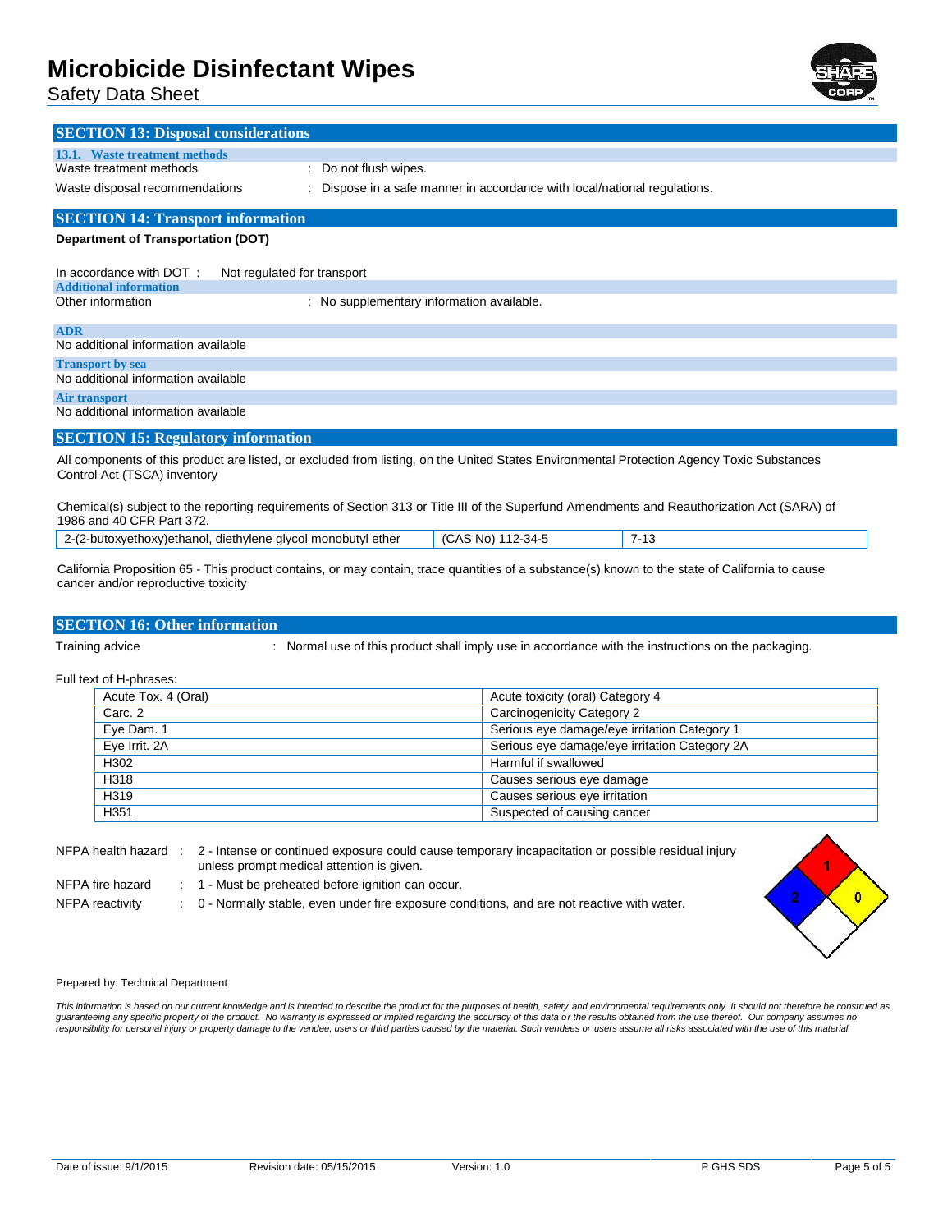## SECTION 13: Disposal considerations

### 13.1. Waste treatment methods

Waste treatment methods : Do not flush wipes.

Waste disposal recommendations : Dispose in a safe manner in accordance with local/national regulations.

## SECTION 14: Transport information

**Department of Transportation (DOT)**

In accordance with DOT : Not regulated for transport

### Additional information

Other information : No supplementary information available.

### ADR

No additional information available

### Transport by sea

No additional information available

### Air transport

No additional information available

## SECTION 15: Regulatory information

All components of this product are listed, or excluded from listing, on the United States Environmental Protection Agency Toxic Substances Control Act (TSCA) inventory

Chemical(s) subject to the reporting requirements of Section 313 or Title III of the Superfund Amendments and Reauthorization Act (SARA) of 1986 and 40 CFR Part 372.

| | | |
|---|---|---|
| 2-(2-butoxyethoxy)ethanol, diethylene glycol monobutyl ether | (CAS No) 112-34-5 | 7-13 |

California Proposition 65 - This product contains, or may contain, trace quantities of a substance(s) known to the state of California to cause cancer and/or reproductive toxicity

## SECTION 16: Other information

Training advice : Normal use of this product shall imply use in accordance with the instructions on the packaging.

Full text of H-phrases:

| | |
|---|---|
| Acute Tox. 4 (Oral) | Acute toxicity (oral) Category 4 |
| Carc. 2 | Carcinogenicity Category 2 |
| Eye Dam. 1 | Serious eye damage/eye irritation Category 1 |
| Eye Irrit. 2A | Serious eye damage/eye irritation Category 2A |
| H302 | Harmful if swallowed |
| H318 | Causes serious eye damage |
| H319 | Causes serious eye irritation |
| H351 | Suspected of causing cancer |

NFPA health hazard : 2 - Intense or continued exposure could cause temporary incapacitation or possible residual injury unless prompt medical attention is given.

NFPA fire hazard : 1 - Must be preheated before ignition can occur.

NFPA reactivity : 0 - Normally stable, even under fire exposure conditions, and are not reactive with water.

1
2
0

Prepared by: Technical Department

*This information is based on our current knowledge and is intended to describe the product for the purposes of health, safety and environmental requirements only. It should not therefore be construed as guaranteeing any specific property of the product. No warranty is expressed or implied regarding the accuracy of this data or the results obtained from the use thereof. Our company assumes no responsibility for personal injury or property damage to the vendee, users or third parties caused by the material. Such vendees or users assume all risks associated with the use of this material.*